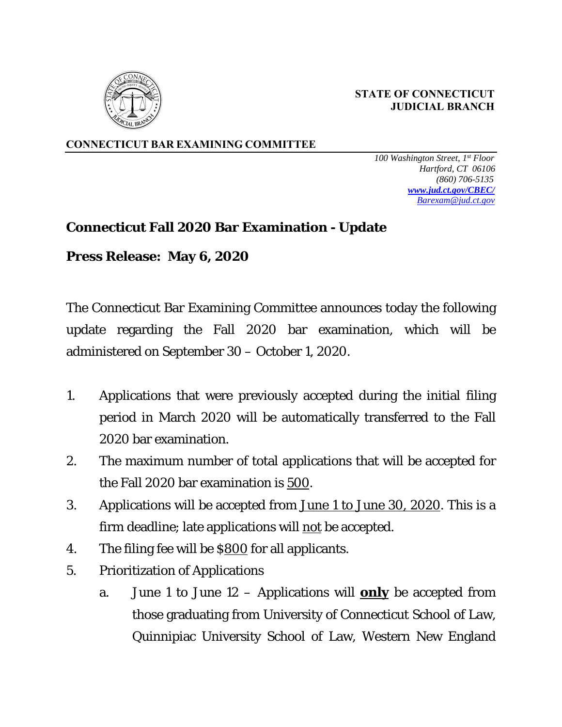**STATE OF CONNECTICUT**
**JUDICIAL BRANCH**

**CONNECTICUT BAR EXAMINING COMMITTEE**

*100 Washington Street, 1st Floor*
*Hartford, CT 06106*
*(860) 706-5135*
*[www.jud.ct.gov/CBEC/](www.jud.ct.gov/CBEC/)*
*[Barexam@jud.ct.gov](mailto:Barexam@jud.ct.gov)*

## Connecticut Fall 2020 Bar Examination - Update

## Press Release: May 6, 2020

The Connecticut Bar Examining Committee announces today the following update regarding the Fall 2020 bar examination, which will be administered on September 30 – October 1, 2020.

1. Applications that were previously accepted during the initial filing period in March 2020 will be automatically transferred to the Fall 2020 bar examination.
2. The maximum number of total applications that will be accepted for the Fall 2020 bar examination is 500.
3. Applications will be accepted from June 1 to June 30, 2020. This is a firm deadline; late applications will not be accepted.
4. The filing fee will be $800 for all applicants.
5. Prioritization of Applications
   a. June 1 to June 12 – Applications will **only** be accepted from those graduating from University of Connecticut School of Law, Quinnipiac University School of Law, Western New England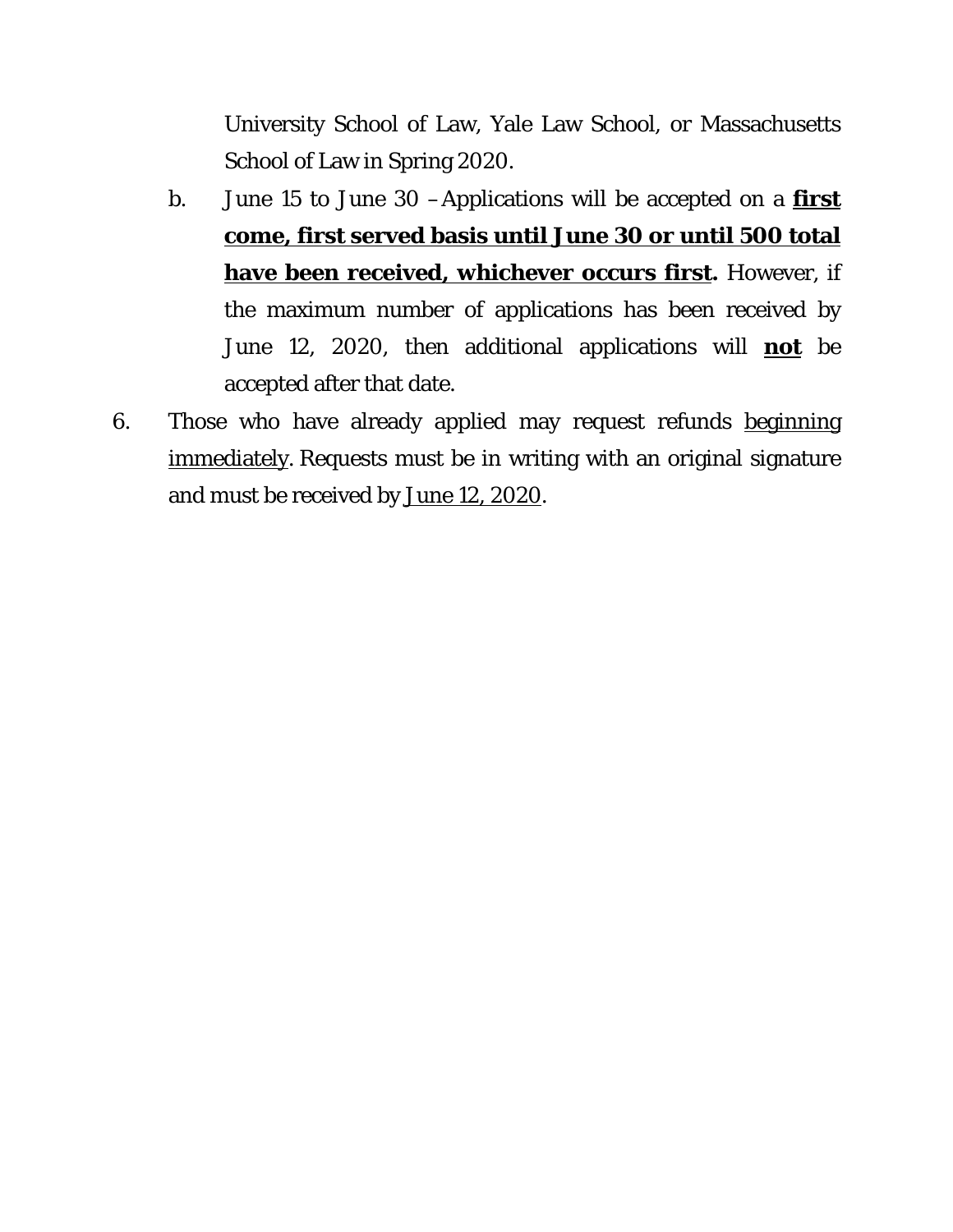University School of Law, Yale Law School, or Massachusetts School of Law in Spring 2020.

b. June 15 to June 30 – Applications will be accepted on a **<u>first come, first served basis until June 30 or until 500 total have been received, whichever occurs first</u>.** However, if the maximum number of applications has been received by June 12, 2020, then additional applications will **<u>not</u>** be accepted after that date.

6. Those who have already applied may request refunds <u>beginning immediately</u>. Requests must be in writing with an original signature and must be received by <u>June 12, 2020</u>.